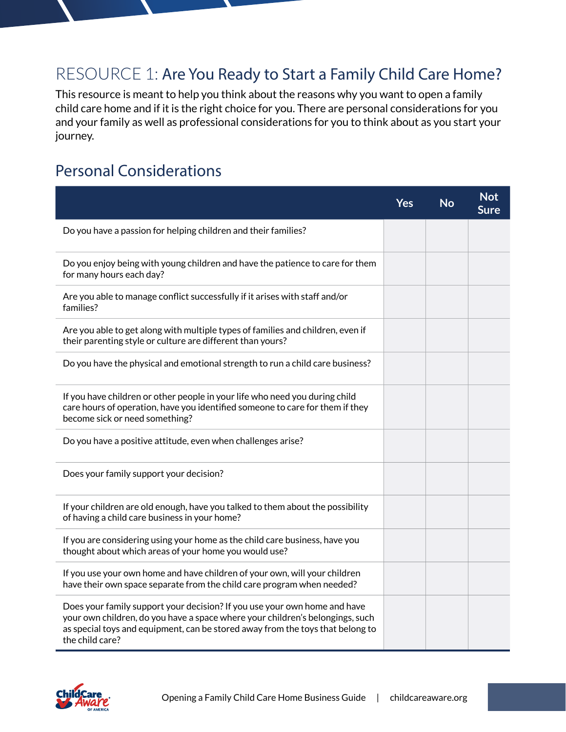# RESOURCE 1: Are You Ready to Start a Family Child Care Home?

This resource is meant to help you think about the reasons why you want to open a family child care home and if it is the right choice for you. There are personal considerations for you and your family as well as professional considerations for you to think about as you start your journey.

## Personal Considerations

| | Yes | No | Not Sure |
|---|---|---|---|
| Do you have a passion for helping children and their families? | | | |
| Do you enjoy being with young children and have the patience to care for them for many hours each day? | | | |
| Are you able to manage conflict successfully if it arises with staff and/or families? | | | |
| Are you able to get along with multiple types of families and children, even if their parenting style or culture are different than yours? | | | |
| Do you have the physical and emotional strength to run a child care business? | | | |
| If you have children or other people in your life who need you during child care hours of operation, have you identified someone to care for them if they become sick or need something? | | | |
| Do you have a positive attitude, even when challenges arise? | | | |
| Does your family support your decision? | | | |
| If your children are old enough, have you talked to them about the possibility of having a child care business in your home? | | | |
| If you are considering using your home as the child care business, have you thought about which areas of your home you would use? | | | |
| If you use your own home and have children of your own, will your children have their own space separate from the child care program when needed? | | | |
| Does your family support your decision? If you use your own home and have your own children, do you have a space where your children's belongings, such as special toys and equipment, can be stored away from the toys that belong to the child care? | | | |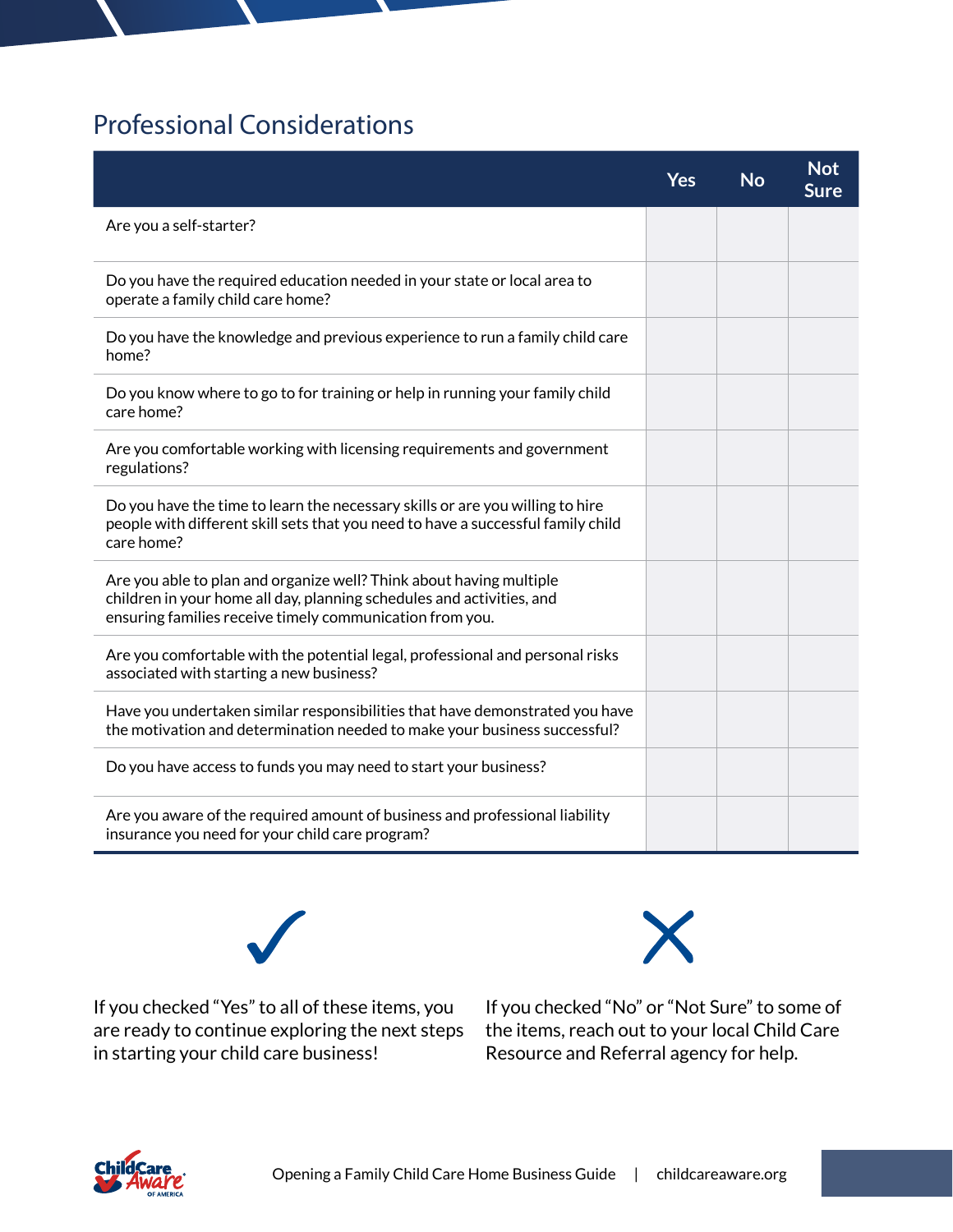## Professional Considerations

| | Yes | No | Not Sure |
|---|---|---|---|
| Are you a self-starter? | | | |
| Do you have the required education needed in your state or local area to operate a family child care home? | | | |
| Do you have the knowledge and previous experience to run a family child care home? | | | |
| Do you know where to go to for training or help in running your family child care home? | | | |
| Are you comfortable working with licensing requirements and government regulations? | | | |
| Do you have the time to learn the necessary skills or are you willing to hire people with different skill sets that you need to have a successful family child care home? | | | |
| Are you able to plan and organize well? Think about having multiple children in your home all day, planning schedules and activities, and ensuring families receive timely communication from you. | | | |
| Are you comfortable with the potential legal, professional and personal risks associated with starting a new business? | | | |
| Have you undertaken similar responsibilities that have demonstrated you have the motivation and determination needed to make your business successful? | | | |
| Do you have access to funds you may need to start your business? | | | |
| Are you aware of the required amount of business and professional liability insurance you need for your child care program? | | | |

✓

If you checked "Yes" to all of these items, you are ready to continue exploring the next steps in starting your child care business!

✗

If you checked "No" or "Not Sure" to some of the items, reach out to your local Child Care Resource and Referral agency for help.